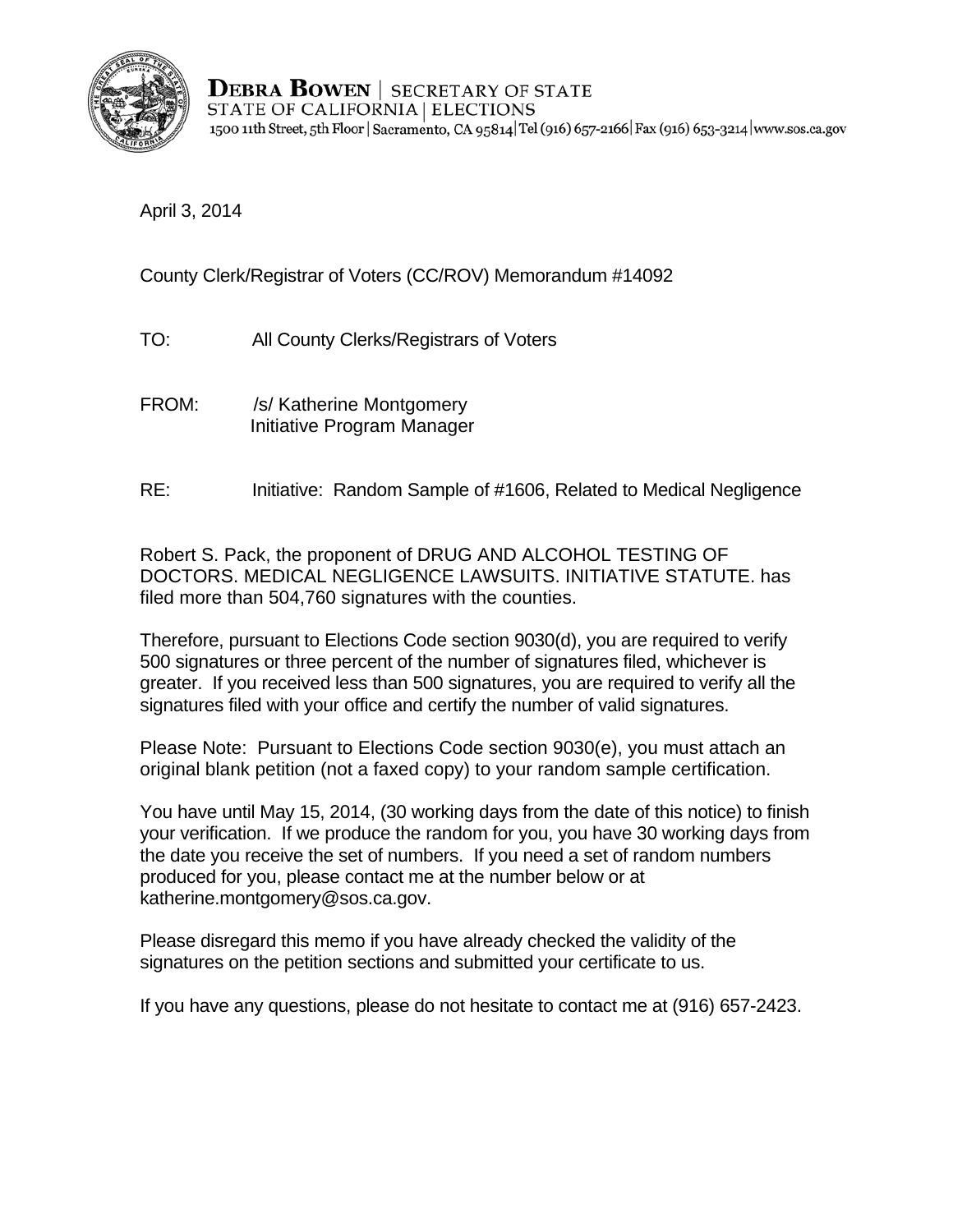**DEBRA BOWEN** | SECRETARY OF STATE
STATE OF CALIFORNIA | ELECTIONS
1500 11th Street, 5th Floor | Sacramento, CA 95814 | Tel (916) 657-2166 | Fax (916) 653-3214 | www.sos.ca.gov

April 3, 2014

County Clerk/Registrar of Voters (CC/ROV) Memorandum #14092

TO: All County Clerks/Registrars of Voters

FROM: /s/ Katherine Montgomery
Initiative Program Manager

RE: Initiative: Random Sample of #1606, Related to Medical Negligence

Robert S. Pack, the proponent of DRUG AND ALCOHOL TESTING OF DOCTORS. MEDICAL NEGLIGENCE LAWSUITS. INITIATIVE STATUTE. has filed more than 504,760 signatures with the counties.

Therefore, pursuant to Elections Code section 9030(d), you are required to verify 500 signatures or three percent of the number of signatures filed, whichever is greater. If you received less than 500 signatures, you are required to verify all the signatures filed with your office and certify the number of valid signatures.

Please Note: Pursuant to Elections Code section 9030(e), you must attach an original blank petition (not a faxed copy) to your random sample certification.

You have until May 15, 2014, (30 working days from the date of this notice) to finish your verification. If we produce the random for you, you have 30 working days from the date you receive the set of numbers. If you need a set of random numbers produced for you, please contact me at the number below or at katherine.montgomery@sos.ca.gov.

Please disregard this memo if you have already checked the validity of the signatures on the petition sections and submitted your certificate to us.

If you have any questions, please do not hesitate to contact me at (916) 657-2423.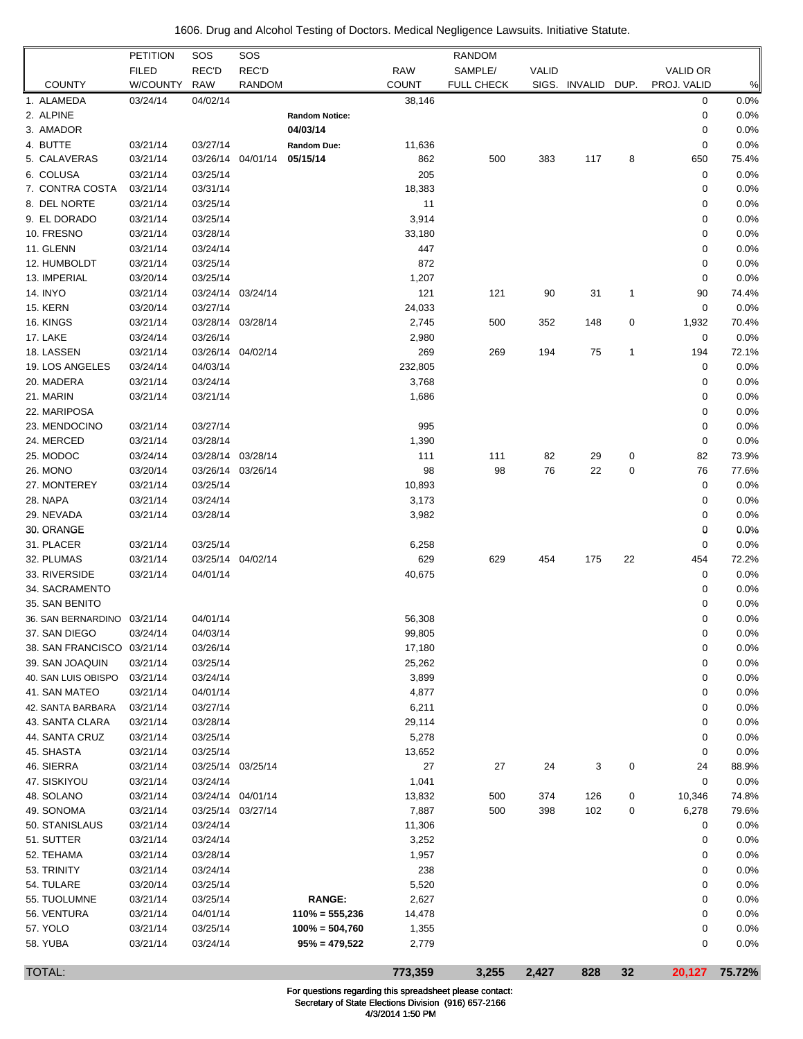1606. Drug and Alcohol Testing of Doctors. Medical Negligence Lawsuits. Initiative Statute.

| COUNTY | PETITION FILED W/COUNTY | SOS REC'D RAW | SOS REC'D RANDOM | | RAW COUNT | RANDOM SAMPLE/ FULL CHECK | VALID SIGS. | INVALID | DUP. | VALID OR PROJ. VALID | % |
|---|---|---|---|---|---|---|---|---|---|---|---|
| 1. ALAMEDA | 03/24/14 | 04/02/14 | | | 38,146 | | | | | 0 | 0.0% |
| 2. ALPINE | | | | **Random Notice:** | | | | | | 0 | 0.0% |
| 3. AMADOR | | | | **04/03/14** | | | | | | 0 | 0.0% |
| 4. BUTTE | 03/21/14 | 03/27/14 | | **Random Due:** | 11,636 | | | | | 0 | 0.0% |
| 5. CALAVERAS | 03/21/14 | 03/26/14 | 04/01/14 | **05/15/14** | 862 | 500 | 383 | 117 | 8 | 650 | 75.4% |
| 6. COLUSA | 03/21/14 | 03/25/14 | | | 205 | | | | | 0 | 0.0% |
| 7. CONTRA COSTA | 03/21/14 | 03/31/14 | | | 18,383 | | | | | 0 | 0.0% |
| 8. DEL NORTE | 03/21/14 | 03/25/14 | | | 11 | | | | | 0 | 0.0% |
| 9. EL DORADO | 03/21/14 | 03/25/14 | | | 3,914 | | | | | 0 | 0.0% |
| 10. FRESNO | 03/21/14 | 03/28/14 | | | 33,180 | | | | | 0 | 0.0% |
| 11. GLENN | 03/21/14 | 03/24/14 | | | 447 | | | | | 0 | 0.0% |
| 12. HUMBOLDT | 03/21/14 | 03/25/14 | | | 872 | | | | | 0 | 0.0% |
| 13. IMPERIAL | 03/20/14 | 03/25/14 | | | 1,207 | | | | | 0 | 0.0% |
| 14. INYO | 03/21/14 | 03/24/14 | 03/24/14 | | 121 | 121 | 90 | 31 | 1 | 90 | 74.4% |
| 15. KERN | 03/20/14 | 03/27/14 | | | 24,033 | | | | | 0 | 0.0% |
| 16. KINGS | 03/21/14 | 03/28/14 | 03/28/14 | | 2,745 | 500 | 352 | 148 | 0 | 1,932 | 70.4% |
| 17. LAKE | 03/24/14 | 03/26/14 | | | 2,980 | | | | | 0 | 0.0% |
| 18. LASSEN | 03/21/14 | 03/26/14 | 04/02/14 | | 269 | 269 | 194 | 75 | 1 | 194 | 72.1% |
| 19. LOS ANGELES | 03/24/14 | 04/03/14 | | | 232,805 | | | | | 0 | 0.0% |
| 20. MADERA | 03/21/14 | 03/24/14 | | | 3,768 | | | | | 0 | 0.0% |
| 21. MARIN | 03/21/14 | 03/21/14 | | | 1,686 | | | | | 0 | 0.0% |
| 22. MARIPOSA | | | | | | | | | | 0 | 0.0% |
| 23. MENDOCINO | 03/21/14 | 03/27/14 | | | 995 | | | | | 0 | 0.0% |
| 24. MERCED | 03/21/14 | 03/28/14 | | | 1,390 | | | | | 0 | 0.0% |
| 25. MODOC | 03/24/14 | 03/28/14 | 03/28/14 | | 111 | 111 | 82 | 29 | 0 | 82 | 73.9% |
| 26. MONO | 03/20/14 | 03/26/14 | 03/26/14 | | 98 | 98 | 76 | 22 | 0 | 76 | 77.6% |
| 27. MONTEREY | 03/21/14 | 03/25/14 | | | 10,893 | | | | | 0 | 0.0% |
| 28. NAPA | 03/21/14 | 03/24/14 | | | 3,173 | | | | | 0 | 0.0% |
| 29. NEVADA | 03/21/14 | 03/28/14 | | | 3,982 | | | | | 0 | 0.0% |
| 30. ORANGE | | | | | | | | | | 0 | 0.0% |
| 31. PLACER | 03/21/14 | 03/25/14 | | | 6,258 | | | | | 0 | 0.0% |
| 32. PLUMAS | 03/21/14 | 03/25/14 | 04/02/14 | | 629 | 629 | 454 | 175 | 22 | 454 | 72.2% |
| 33. RIVERSIDE | 03/21/14 | 04/01/14 | | | 40,675 | | | | | 0 | 0.0% |
| 34. SACRAMENTO | | | | | | | | | | 0 | 0.0% |
| 35. SAN BENITO | | | | | | | | | | 0 | 0.0% |
| 36. SAN BERNARDINO | 03/21/14 | 04/01/14 | | | 56,308 | | | | | 0 | 0.0% |
| 37. SAN DIEGO | 03/24/14 | 04/03/14 | | | 99,805 | | | | | 0 | 0.0% |
| 38. SAN FRANCISCO | 03/21/14 | 03/26/14 | | | 17,180 | | | | | 0 | 0.0% |
| 39. SAN JOAQUIN | 03/21/14 | 03/25/14 | | | 25,262 | | | | | 0 | 0.0% |
| 40. SAN LUIS OBISPO | 03/21/14 | 03/24/14 | | | 3,899 | | | | | 0 | 0.0% |
| 41. SAN MATEO | 03/21/14 | 04/01/14 | | | 4,877 | | | | | 0 | 0.0% |
| 42. SANTA BARBARA | 03/21/14 | 03/27/14 | | | 6,211 | | | | | 0 | 0.0% |
| 43. SANTA CLARA | 03/21/14 | 03/28/14 | | | 29,114 | | | | | 0 | 0.0% |
| 44. SANTA CRUZ | 03/21/14 | 03/25/14 | | | 5,278 | | | | | 0 | 0.0% |
| 45. SHASTA | 03/21/14 | 03/25/14 | | | 13,652 | | | | | 0 | 0.0% |
| 46. SIERRA | 03/21/14 | 03/25/14 | 03/25/14 | | 27 | 27 | 24 | 3 | 0 | 24 | 88.9% |
| 47. SISKIYOU | 03/21/14 | 03/24/14 | | | 1,041 | | | | | 0 | 0.0% |
| 48. SOLANO | 03/21/14 | 03/24/14 | 04/01/14 | | 13,832 | 500 | 374 | 126 | 0 | 10,346 | 74.8% |
| 49. SONOMA | 03/21/14 | 03/25/14 | 03/27/14 | | 7,887 | 500 | 398 | 102 | 0 | 6,278 | 79.6% |
| 50. STANISLAUS | 03/21/14 | 03/24/14 | | | 11,306 | | | | | 0 | 0.0% |
| 51. SUTTER | 03/21/14 | 03/24/14 | | | 3,252 | | | | | 0 | 0.0% |
| 52. TEHAMA | 03/21/14 | 03/28/14 | | | 1,957 | | | | | 0 | 0.0% |
| 53. TRINITY | 03/21/14 | 03/24/14 | | | 238 | | | | | 0 | 0.0% |
| 54. TULARE | 03/20/14 | 03/25/14 | | | 5,520 | | | | | 0 | 0.0% |
| 55. TUOLUMNE | 03/21/14 | 03/25/14 | | **RANGE:** | 2,627 | | | | | 0 | 0.0% |
| 56. VENTURA | 03/21/14 | 04/01/14 | | **110% = 555,236** | 14,478 | | | | | 0 | 0.0% |
| 57. YOLO | 03/21/14 | 03/25/14 | | **100% = 504,760** | 1,355 | | | | | 0 | 0.0% |
| 58. YUBA | 03/21/14 | 03/24/14 | | **95% = 479,522** | 2,779 | | | | | 0 | 0.0% |
| TOTAL: | | | | | **773,359** | **3,255** | **2,427** | **828** | **32** | **20,127** | **75.72%** |

For questions regarding this spreadsheet please contact:
Secretary of State Elections Division (916) 657-2166
4/3/2014 1:50 PM